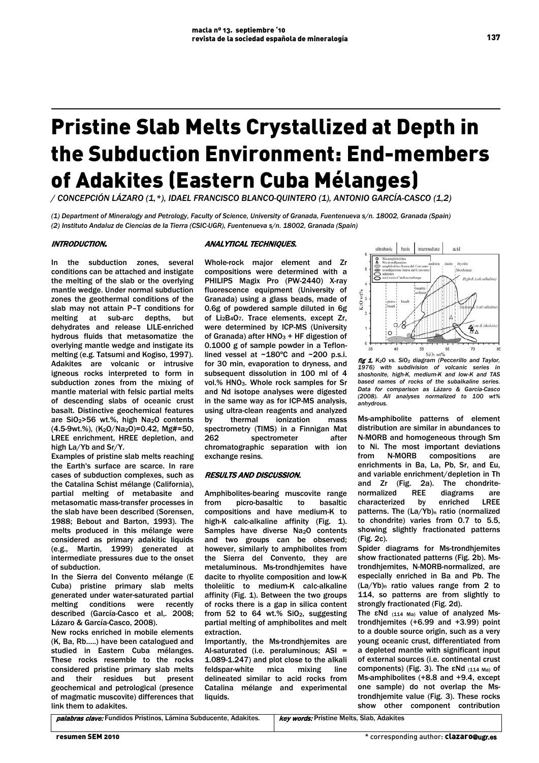# Pristine Slab Melts Crystallized at Depth in the Subduction Environment: End-members of Adakites (Eastern Cuba Mélanges)

*/ CONCEPCIÓN LÁZARO (1,*), IDAEL FRANCISCO BLANCO-QUINTERO (1), ANTONIO GARCÍA-CASCO (1,2)*

*(1) Department of Mineralogy and Petrology, Faculty of Science, University of Granada, Fuentenueva s/n. 18002, Granada (Spain)*
*(2) Instituto Andaluz de Ciencias de la Tierra (CSIC-UGR), Fuentenueva s/n. 18002, Granada (Spain)*

## INTRODUCTION.

In the subduction zones, several conditions can be attached and instigate the melting of the slab or the overlying mantle wedge. Under normal subduction zones the geothermal conditions of the slab may not attain P–T conditions for melting at sub-arc depths, but dehydrates and release LILE-enriched hydrous fluids that metasomatize the overlying mantle wedge and instigate its melting (e.g. Tatsumi and Kogiso, 1997). Adakites are volcanic or intrusive igneous rocks interpreted to form in subduction zones from the mixing of mantle material with felsic partial melts of descending slabs of oceanic crust basalt. Distinctive geochemical features are $SiO_2$>56 wt.%, high $Na_2O$ contents (4.5-9wt.%), ($K_2O/Na_2O$)≈0.42, Mg#≈50, LREE enrichment, HREE depletion, and high La/Yb and Sr/Y.

Examples of pristine slab melts reaching the Earth's surface are scarce. In rare cases of subduction complexes, such as the Catalina Schist mélange (California), partial melting of metabasite and metasomatic mass-transfer processes in the slab have been described (Sorensen, 1988; Bebout and Barton, 1993). The melts produced in this mélange were considered as primary adakitic liquids (e.g., Martin, 1999) generated at intermediate pressures due to the onset of subduction.

In the Sierra del Convento mélange (E Cuba) pristine primary slab melts generated under water-saturated partial melting conditions were recently described (García-Casco et al,. 2008; Lázaro & García-Casco, 2008).

New rocks enriched in mobile elements (K, Ba, Rb.....) have been catalogued and studied in Eastern Cuba mélanges. These rocks resemble to the rocks considered pristine primary slab melts and their residues but present geochemical and petrological (presence of magmatic muscovite) differences that link them to adakites.

## ANALYTICAL TECHNIQUES.

Whole-rock major element and Zr compositions were determined with a PHILIPS Magix Pro (PW-2440) X-ray fluorescence equipment (University of Granada) using a glass beads, made of 0.6g of powdered sample diluted in 6g of $Li_2B_4O_7$. Trace elements, except Zr, were determined by ICP-MS (University of Granada) after $HNO_3$ + HF digestion of 0.1000 g of sample powder in a Teflon-lined vessel at ~180ºC and ~200 p.s.i. for 30 min, evaporation to dryness, and subsequent dissolution in 100 ml of 4 vol.% $HNO_3$. Whole rock samples for Sr and Nd isotope analyses were digested in the same way as for ICP-MS analysis, using ultra-clean reagents and analyzed by thermal ionization mass spectrometry (TIMS) in a Finnigan Mat 262 spectrometer after chromatographic separation with ion exchange resins.

## RESULTS AND DISCUSSION.

Amphibolites-bearing muscovite range from picro-basaltic to basaltic compositions and have medium-K to high-K calc-alkaline affinity (Fig. 1). Samples have diverse $Na_2O$ contents and two groups can be observed; however, similarly to amphibolites from the Sierra del Convento, they are metaluminous. Ms-trondhjemites have dacite to rhyolite composition and low-K tholeiitic to medium-K calc-alkaline affinity (Fig. 1). Between the two groups of rocks there is a gap in silica content from 52 to 64 wt.% $SiO_2$, suggesting partial melting of amphibolites and melt extraction.

Importantly, the Ms-trondhjemites are Al-saturated (i.e. peraluminous; ASI = 1.089-1.247) and plot close to the alkali feldspar-white mica mixing line delineated similar to acid rocks from Catalina mélange and experimental liquids.

*fig 1. $K_2O$ vs. $SiO_2$ diagram (Peccerillo and Taylor, 1976) with subdivision of volcanic series in shoshonite, high-K, medium-K and low-K and TAS based names of rocks of the subalkaline series. Data for comparison as Lázaro & García-Casco (2008). All analyses normalized to 100 wt% anhydrous.*

Ms-amphibolite patterns of element distribution are similar in abundances to N-MORB and homogeneous through Sm to Ni. The most important deviations from N-MORB compositions are enrichments in Ba, La, Pb, Sr, and Eu, and variable enrichment/depletion in Th and Zr (Fig. 2a). The chondrite-normalized REE diagrams are characterized by enriched LREE patterns. The $(La/Yb)_n$ ratio (normalized to chondrite) varies from 0.7 to 5.5, showing slightly fractionated patterns (Fig. 2c).

Spider diagrams for Ms-trondhjemites show fractionated patterns (Fig. 2b). Ms-trondhjemites, N-MORB-normalized, are especially enriched in Ba and Pb. The $(La/Yb)_n$ ratio values range from 2 to 114, so patterns are from slightly to strongly fractionated (Fig. 2d).

The $\varepsilon Nd_{(114\ Ma)}$ value of analyzed Ms-trondhjemites (+6.99 and +3.99) point to a double source origin, such as a very young oceanic crust, differentiated from a depleted mantle with significant input of external sources (i.e. continental crust components) (Fig. 3). The $\varepsilon Nd_{(114\ Ma)}$ of Ms-amphibolites (+8.8 and +9.4, except one sample) do not overlap the Ms-trondhjemite value (Fig. 3). These rocks show other component contribution

*palabras clave:* Fundidos Pristinos, Lámina Subducente, Adakites.

*key words:* Pristine Melts, Slab, Adakites

\* corresponding author: clazaro@ugr.es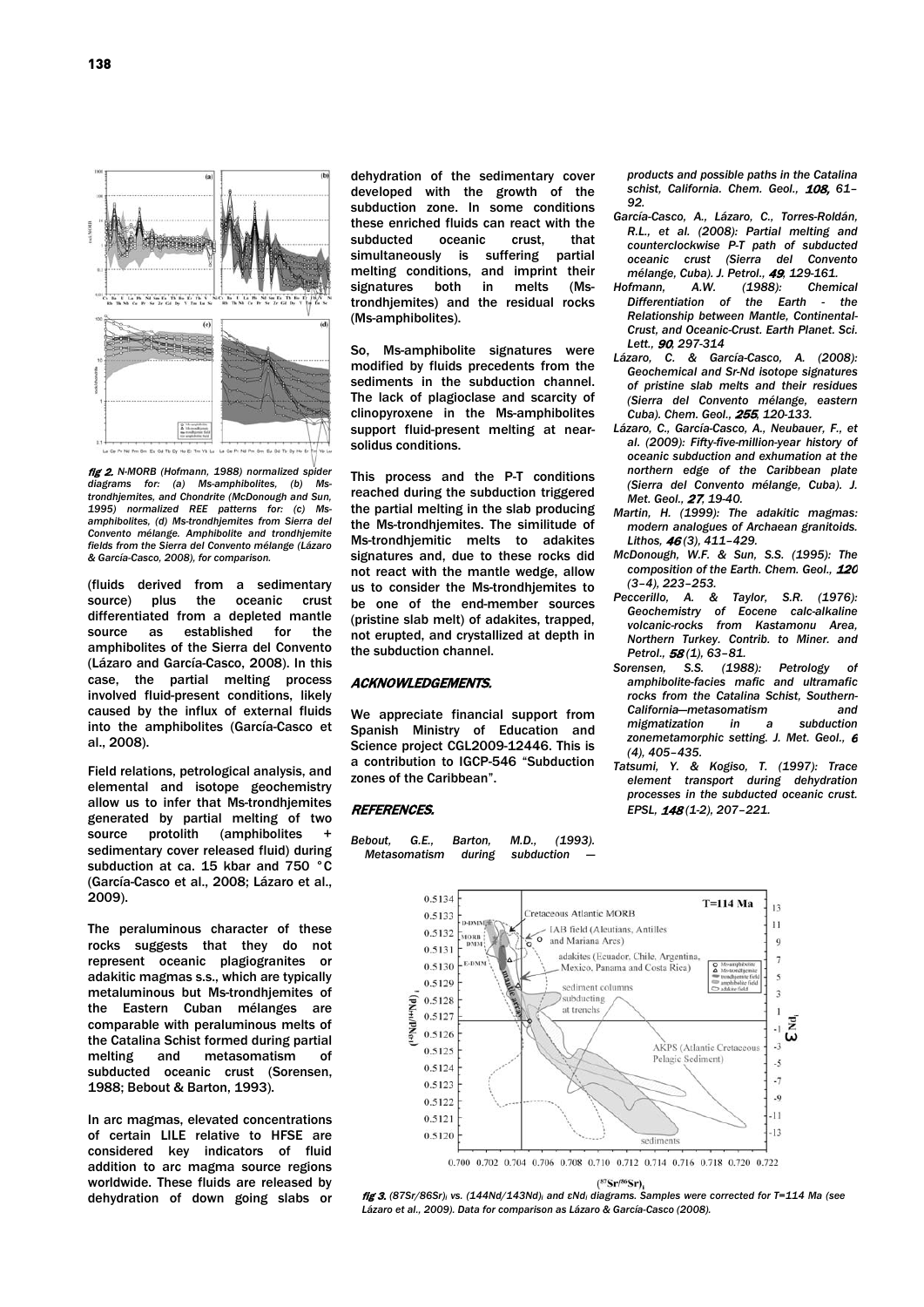*fig 2. N-MORB (Hofmann, 1988) normalized spider diagrams for: (a) Ms-amphibolites, (b) Ms-trondhjemites, and Chondrite (McDonough and Sun, 1995) normalized REE patterns for: (c) Ms-amphibolites, (d) Ms-trondhjemites from Sierra del Convento mélange. Amphibolite and trondhjemite fields from the Sierra del Convento mélange (Lázaro & García-Casco, 2008), for comparison.*

(fluids derived from a sedimentary source) plus the oceanic crust differentiated from a depleted mantle source as established for the amphibolites of the Sierra del Convento (Lázaro and García-Casco, 2008). In this case, the partial melting process involved fluid-present conditions, likely caused by the influx of external fluids into the amphibolites (García-Casco et al., 2008).

Field relations, petrological analysis, and elemental and isotope geochemistry allow us to infer that Ms-trondhjemites generated by partial melting of two source protolith (amphibolites + sedimentary cover released fluid) during subduction at ca. 15 kbar and 750 °C (García-Casco et al., 2008; Lázaro et al., 2009).

The peraluminous character of these rocks suggests that they do not represent oceanic plagiogranites or adakitic magmas s.s., which are typically metaluminous but Ms-trondhjemites of the Eastern Cuban mélanges are comparable with peraluminous melts of the Catalina Schist formed during partial melting and metasomatism of subducted oceanic crust (Sorensen, 1988; Bebout & Barton, 1993).

In arc magmas, elevated concentrations of certain LILE relative to HFSE are considered key indicators of fluid addition to arc magma source regions worldwide. These fluids are released by dehydration of down going slabs or dehydration of the sedimentary cover developed with the growth of the subduction zone. In some conditions these enriched fluids can react with the subducted oceanic crust, that simultaneously is suffering partial melting conditions, and imprint their signatures both in melts (Ms-trondhjemites) and the residual rocks (Ms-amphibolites).

So, Ms-amphibolite signatures were modified by fluids precedents from the sediments in the subduction channel. The lack of plagioclase and scarcity of clinopyroxene in the Ms-amphibolites support fluid-present melting at near-solidus conditions.

This process and the P-T conditions reached during the subduction triggered the partial melting in the slab producing the Ms-trondhjemites. The similitude of Ms-trondhjemitic melts to adakites signatures and, due to these rocks did not react with the mantle wedge, allow us to consider the Ms-trondhjemites to be one of the end-member sources (pristine slab melt) of adakites, trapped, not erupted, and crystallized at depth in the subduction channel.

## ACKNOWLEDGEMENTS.

We appreciate financial support from Spanish Ministry of Education and Science project CGL2009-12446. This is a contribution to IGCP-546 "Subduction zones of the Caribbean".

## REFERENCES.

*Bebout, G.E., Barton, M.D., (1993). Metasomatism during subduction — products and possible paths in the Catalina schist, California. Chem. Geol., **108**, 61–92.*

*García-Casco, A., Lázaro, C., Torres-Roldán, R.L., et al. (2008): Partial melting and counterclockwise P-T path of subducted oceanic crust (Sierra del Convento mélange, Cuba). J. Petrol., **49**, 129-161.*

*Hofmann, A.W. (1988): Chemical Differentiation of the Earth - the Relationship between Mantle, Continental-Crust, and Oceanic-Crust. Earth Planet. Sci. Lett., **90**, 297-314*

*Lázaro, C. & García-Casco, A. (2008): Geochemical and Sr-Nd isotope signatures of pristine slab melts and their residues (Sierra del Convento mélange, eastern Cuba). Chem. Geol., **255**, 120-133.*

*Lázaro, C., García-Casco, A., Neubauer, F., et al. (2009): Fifty-five-million-year history of oceanic subduction and exhumation at the northern edge of the Caribbean plate (Sierra del Convento mélange, Cuba). J. Met. Geol., **27**, 19-40.*

*Martin, H. (1999): The adakitic magmas: modern analogues of Archaean granitoids. Lithos, **46** (3), 411–429.*

*McDonough, W.F. & Sun, S.S. (1995): The composition of the Earth. Chem. Geol., **120** (3–4), 223–253.*

*Peccerillo, A. & Taylor, S.R. (1976): Geochemistry of Eocene calc-alkaline volcanic-rocks from Kastamonu Area, Northern Turkey. Contrib. to Miner. and Petrol., **58** (1), 63–81.*

*Sorensen, S.S. (1988): Petrology of amphibolite-facies mafic and ultramafic rocks from the Catalina Schist, Southern-California—metasomatism and migmatization in a subduction zonemetamorphic setting. J. Met. Geol., **6** (4), 405–435.*

*Tatsumi, Y. & Kogiso, T. (1997): Trace element transport during dehydration processes in the subducted oceanic crust. EPSL, **148** (1-2), 207–221.*

*fig 3. $(^{87}Sr/^{86}Sr)_i$ vs. $(^{144}Nd/^{143}Nd)_i$ and $\varepsilon Nd_i$ diagrams. Samples were corrected for T=114 Ma (see Lázaro et al., 2009). Data for comparison as Lázaro & García-Casco (2008).*